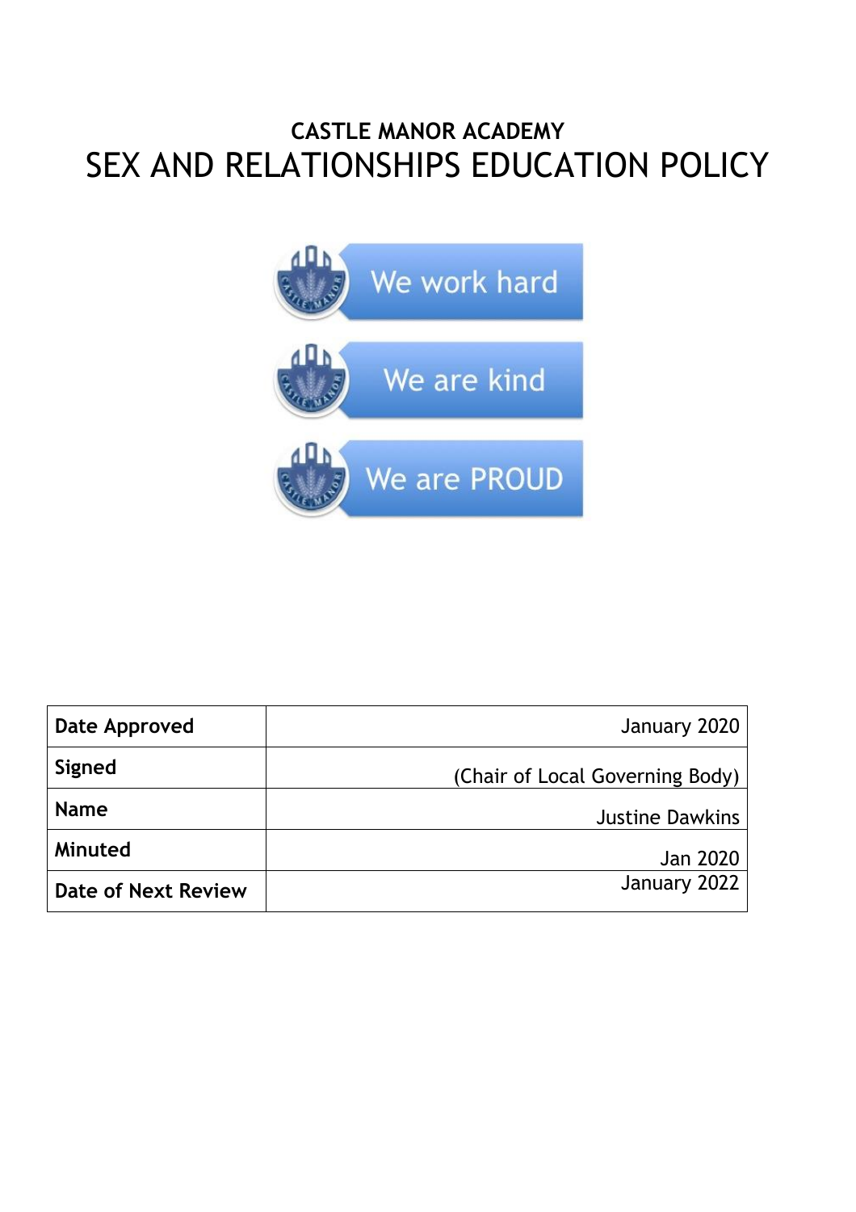# CASTLE MANOR ACADEMY
# SEX AND RELATIONSHIPS EDUCATION POLICY

We work hard

We are kind

We are PROUD

| | |
|---|---|
| **Date Approved** | January 2020 |
| **Signed** | (Chair of Local Governing Body) |
| **Name** | Justine Dawkins |
| **Minuted** | Jan 2020 |
| **Date of Next Review** | January 2022 |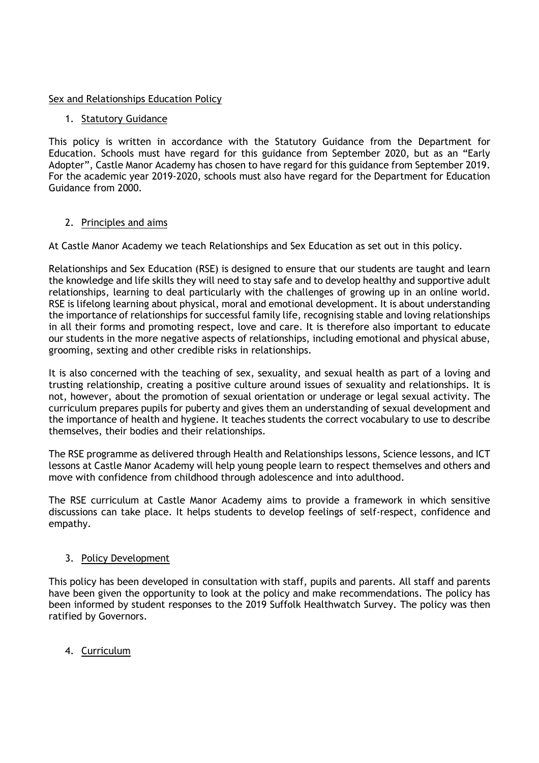# Sex and Relationships Education Policy

## 1. Statutory Guidance

This policy is written in accordance with the Statutory Guidance from the Department for Education. Schools must have regard for this guidance from September 2020, but as an "Early Adopter", Castle Manor Academy has chosen to have regard for this guidance from September 2019. For the academic year 2019-2020, schools must also have regard for the Department for Education Guidance from 2000.

## 2. Principles and aims

At Castle Manor Academy we teach Relationships and Sex Education as set out in this policy.

Relationships and Sex Education (RSE) is designed to ensure that our students are taught and learn the knowledge and life skills they will need to stay safe and to develop healthy and supportive adult relationships, learning to deal particularly with the challenges of growing up in an online world. RSE is lifelong learning about physical, moral and emotional development. It is about understanding the importance of relationships for successful family life, recognising stable and loving relationships in all their forms and promoting respect, love and care. It is therefore also important to educate our students in the more negative aspects of relationships, including emotional and physical abuse, grooming, sexting and other credible risks in relationships.

It is also concerned with the teaching of sex, sexuality, and sexual health as part of a loving and trusting relationship, creating a positive culture around issues of sexuality and relationships. It is not, however, about the promotion of sexual orientation or underage or legal sexual activity. The curriculum prepares pupils for puberty and gives them an understanding of sexual development and the importance of health and hygiene. It teaches students the correct vocabulary to use to describe themselves, their bodies and their relationships.

The RSE programme as delivered through Health and Relationships lessons, Science lessons, and ICT lessons at Castle Manor Academy will help young people learn to respect themselves and others and move with confidence from childhood through adolescence and into adulthood.

The RSE curriculum at Castle Manor Academy aims to provide a framework in which sensitive discussions can take place. It helps students to develop feelings of self-respect, confidence and empathy.

## 3. Policy Development

This policy has been developed in consultation with staff, pupils and parents. All staff and parents have been given the opportunity to look at the policy and make recommendations. The policy has been informed by student responses to the 2019 Suffolk Healthwatch Survey. The policy was then ratified by Governors.

## 4. Curriculum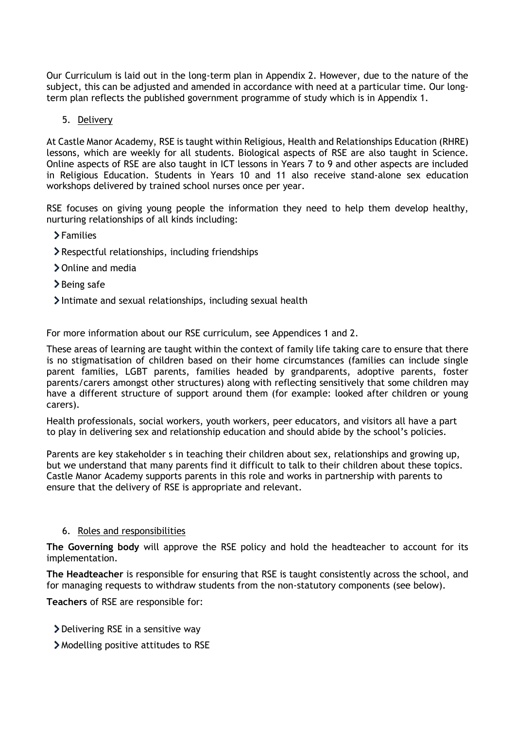Our Curriculum is laid out in the long-term plan in Appendix 2. However, due to the nature of the subject, this can be adjusted and amended in accordance with need at a particular time. Our long-term plan reflects the published government programme of study which is in Appendix 1.

## 5. Delivery

At Castle Manor Academy, RSE is taught within Religious, Health and Relationships Education (RHRE) lessons, which are weekly for all students. Biological aspects of RSE are also taught in Science. Online aspects of RSE are also taught in ICT lessons in Years 7 to 9 and other aspects are included in Religious Education. Students in Years 10 and 11 also receive stand-alone sex education workshops delivered by trained school nurses once per year.

RSE focuses on giving young people the information they need to help them develop healthy, nurturing relationships of all kinds including:

- Families
- Respectful relationships, including friendships
- Online and media
- Being safe
- Intimate and sexual relationships, including sexual health

For more information about our RSE curriculum, see Appendices 1 and 2.

These areas of learning are taught within the context of family life taking care to ensure that there is no stigmatisation of children based on their home circumstances (families can include single parent families, LGBT parents, families headed by grandparents, adoptive parents, foster parents/carers amongst other structures) along with reflecting sensitively that some children may have a different structure of support around them (for example: looked after children or young carers).

Health professionals, social workers, youth workers, peer educators, and visitors all have a part to play in delivering sex and relationship education and should abide by the school's policies.

Parents are key stakeholder s in teaching their children about sex, relationships and growing up, but we understand that many parents find it difficult to talk to their children about these topics. Castle Manor Academy supports parents in this role and works in partnership with parents to ensure that the delivery of RSE is appropriate and relevant.

## 6. Roles and responsibilities

**The Governing body** will approve the RSE policy and hold the headteacher to account for its implementation.

**The Headteacher** is responsible for ensuring that RSE is taught consistently across the school, and for managing requests to withdraw students from the non-statutory components (see below).

**Teachers** of RSE are responsible for:

- Delivering RSE in a sensitive way
- Modelling positive attitudes to RSE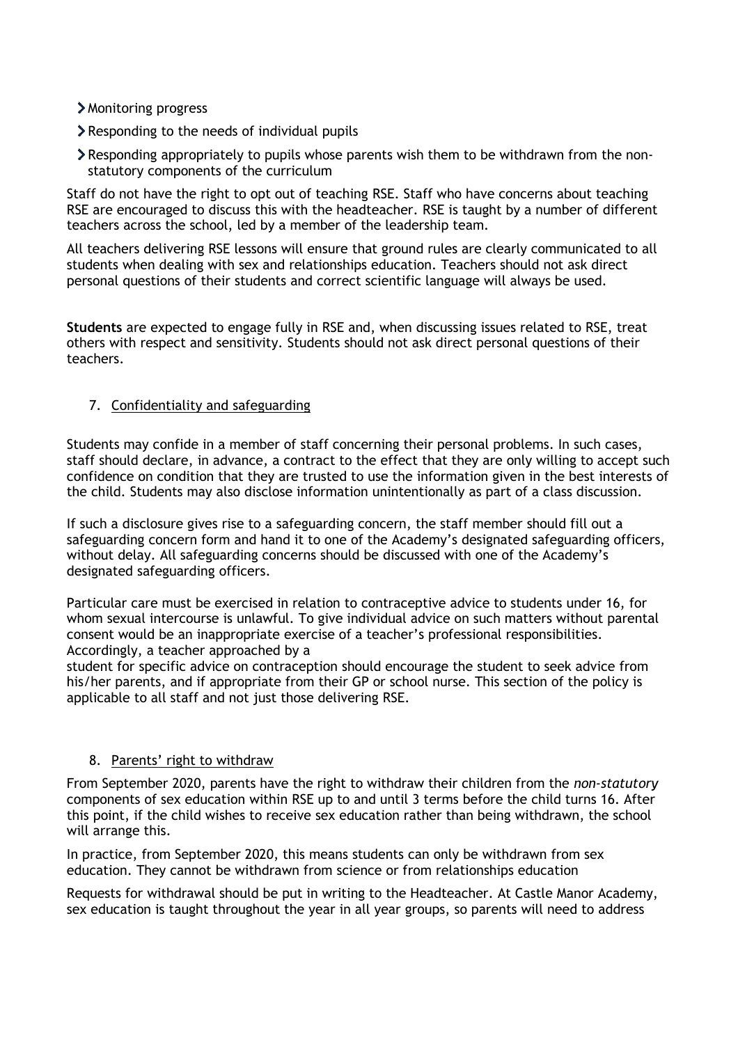- Monitoring progress
- Responding to the needs of individual pupils
- Responding appropriately to pupils whose parents wish them to be withdrawn from the non-statutory components of the curriculum

Staff do not have the right to opt out of teaching RSE. Staff who have concerns about teaching RSE are encouraged to discuss this with the headteacher. RSE is taught by a number of different teachers across the school, led by a member of the leadership team.

All teachers delivering RSE lessons will ensure that ground rules are clearly communicated to all students when dealing with sex and relationships education. Teachers should not ask direct personal questions of their students and correct scientific language will always be used.

**Students** are expected to engage fully in RSE and, when discussing issues related to RSE, treat others with respect and sensitivity. Students should not ask direct personal questions of their teachers.

## 7. Confidentiality and safeguarding

Students may confide in a member of staff concerning their personal problems. In such cases, staff should declare, in advance, a contract to the effect that they are only willing to accept such confidence on condition that they are trusted to use the information given in the best interests of the child. Students may also disclose information unintentionally as part of a class discussion.

If such a disclosure gives rise to a safeguarding concern, the staff member should fill out a safeguarding concern form and hand it to one of the Academy's designated safeguarding officers, without delay. All safeguarding concerns should be discussed with one of the Academy's designated safeguarding officers.

Particular care must be exercised in relation to contraceptive advice to students under 16, for whom sexual intercourse is unlawful. To give individual advice on such matters without parental consent would be an inappropriate exercise of a teacher's professional responsibilities. Accordingly, a teacher approached by a student for specific advice on contraception should encourage the student to seek advice from his/her parents, and if appropriate from their GP or school nurse. This section of the policy is applicable to all staff and not just those delivering RSE.

## 8. Parents' right to withdraw

From September 2020, parents have the right to withdraw their children from the *non-statutory* components of sex education within RSE up to and until 3 terms before the child turns 16. After this point, if the child wishes to receive sex education rather than being withdrawn, the school will arrange this.

In practice, from September 2020, this means students can only be withdrawn from sex education. They cannot be withdrawn from science or from relationships education

Requests for withdrawal should be put in writing to the Headteacher. At Castle Manor Academy, sex education is taught throughout the year in all year groups, so parents will need to address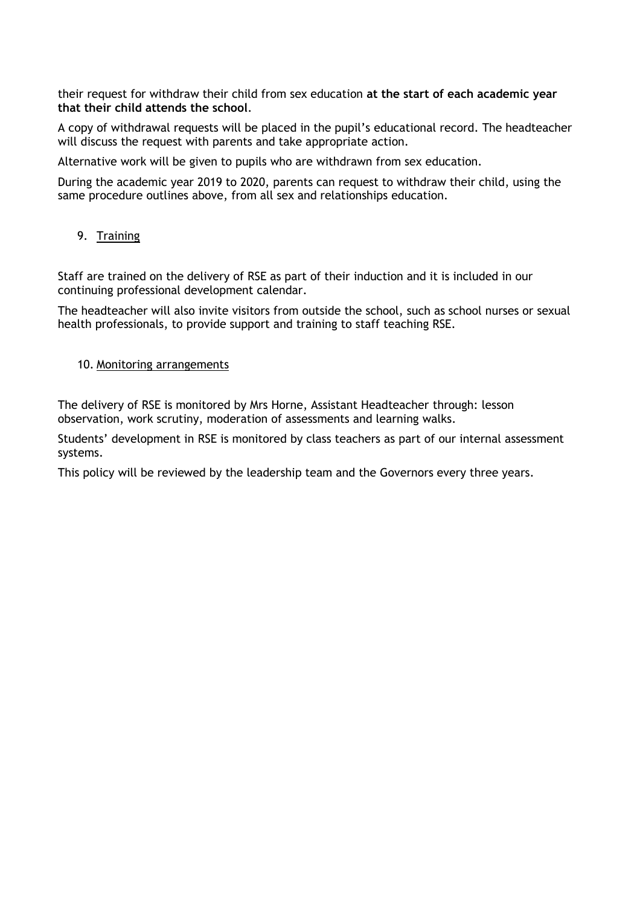their request for withdraw their child from sex education **at the start of each academic year that their child attends the school**.

A copy of withdrawal requests will be placed in the pupil's educational record. The headteacher will discuss the request with parents and take appropriate action.

Alternative work will be given to pupils who are withdrawn from sex education.

During the academic year 2019 to 2020, parents can request to withdraw their child, using the same procedure outlines above, from all sex and relationships education.

## 9. Training

Staff are trained on the delivery of RSE as part of their induction and it is included in our continuing professional development calendar.

The headteacher will also invite visitors from outside the school, such as school nurses or sexual health professionals, to provide support and training to staff teaching RSE.

## 10. Monitoring arrangements

The delivery of RSE is monitored by Mrs Horne, Assistant Headteacher through: lesson observation, work scrutiny, moderation of assessments and learning walks.

Students' development in RSE is monitored by class teachers as part of our internal assessment systems.

This policy will be reviewed by the leadership team and the Governors every three years.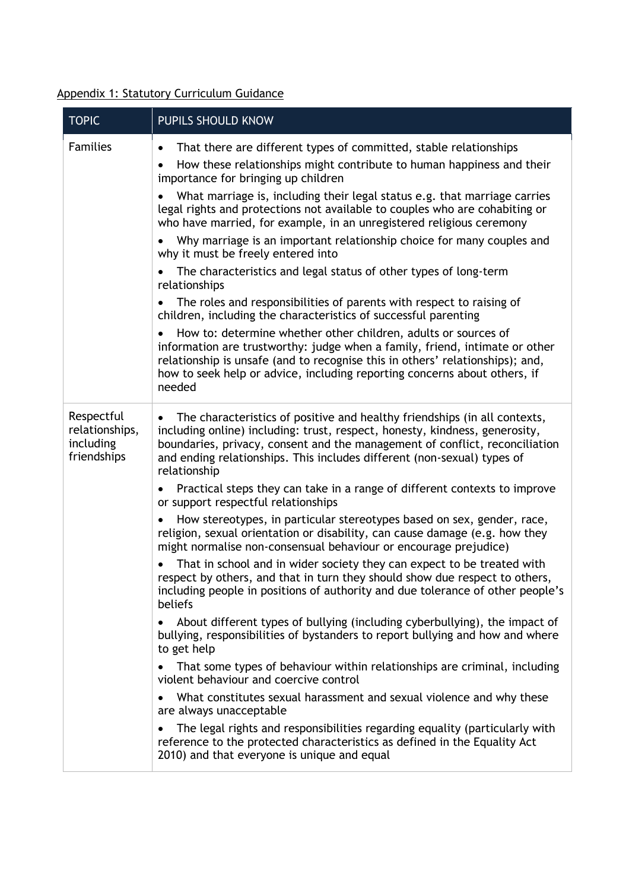Appendix 1: Statutory Curriculum Guidance

| TOPIC | PUPILS SHOULD KNOW |
| --- | --- |
| Families | • That there are different types of committed, stable relationships<br>• How these relationships might contribute to human happiness and their importance for bringing up children<br>• What marriage is, including their legal status e.g. that marriage carries legal rights and protections not available to couples who are cohabiting or who have married, for example, in an unregistered religious ceremony<br>• Why marriage is an important relationship choice for many couples and why it must be freely entered into<br>• The characteristics and legal status of other types of long-term relationships<br>• The roles and responsibilities of parents with respect to raising of children, including the characteristics of successful parenting<br>• How to: determine whether other children, adults or sources of information are trustworthy: judge when a family, friend, intimate or other relationship is unsafe (and to recognise this in others' relationships); and, how to seek help or advice, including reporting concerns about others, if needed |
| Respectful relationships, including friendships | • The characteristics of positive and healthy friendships (in all contexts, including online) including: trust, respect, honesty, kindness, generosity, boundaries, privacy, consent and the management of conflict, reconciliation and ending relationships. This includes different (non-sexual) types of relationship<br>• Practical steps they can take in a range of different contexts to improve or support respectful relationships<br>• How stereotypes, in particular stereotypes based on sex, gender, race, religion, sexual orientation or disability, can cause damage (e.g. how they might normalise non-consensual behaviour or encourage prejudice)<br>• That in school and in wider society they can expect to be treated with respect by others, and that in turn they should show due respect to others, including people in positions of authority and due tolerance of other people's beliefs<br>• About different types of bullying (including cyberbullying), the impact of bullying, responsibilities of bystanders to report bullying and how and where to get help<br>• That some types of behaviour within relationships are criminal, including violent behaviour and coercive control<br>• What constitutes sexual harassment and sexual violence and why these are always unacceptable<br>• The legal rights and responsibilities regarding equality (particularly with reference to the protected characteristics as defined in the Equality Act 2010) and that everyone is unique and equal |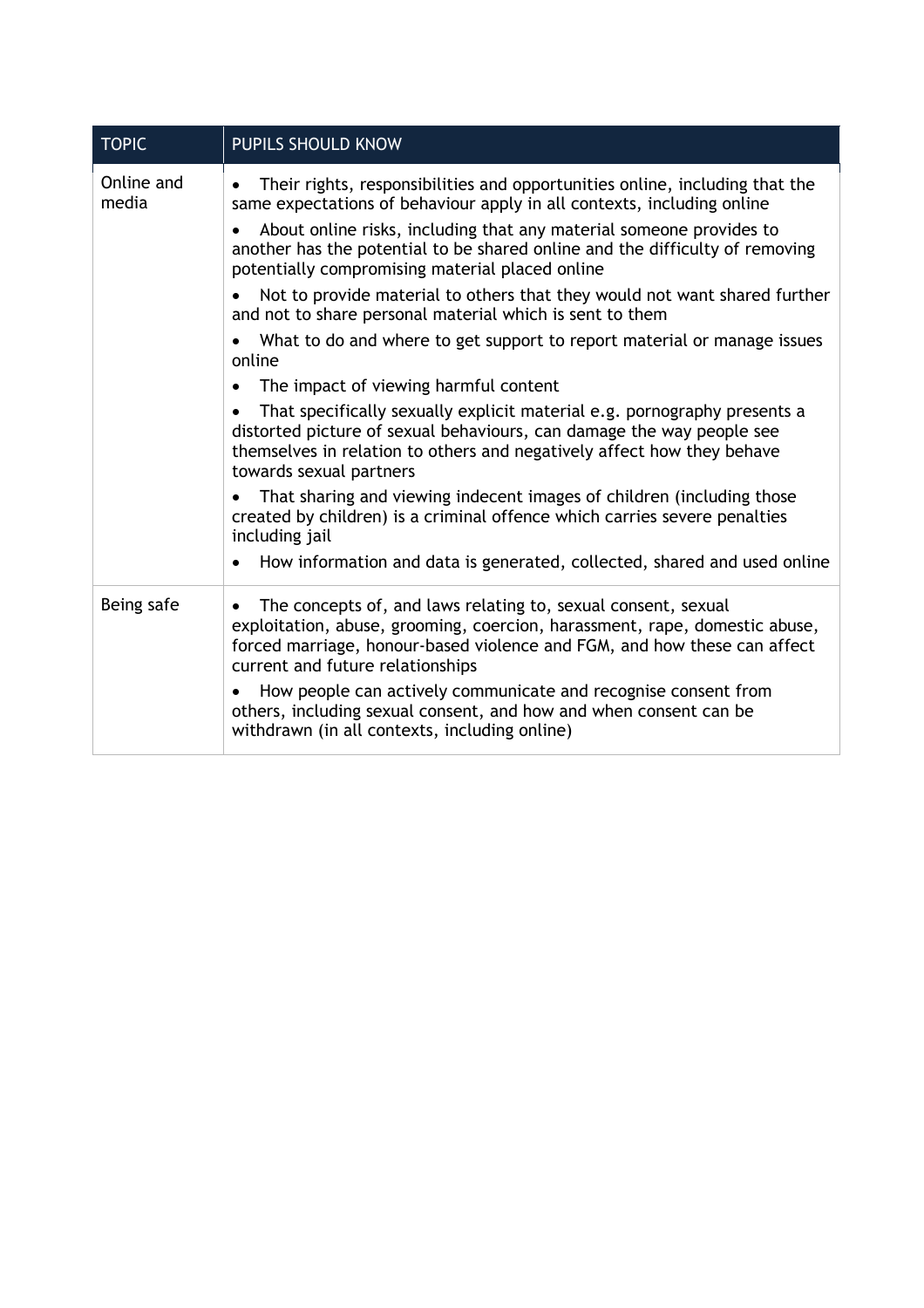| TOPIC | PUPILS SHOULD KNOW |
| --- | --- |
| Online and media | • Their rights, responsibilities and opportunities online, including that the same expectations of behaviour apply in all contexts, including online<br>• About online risks, including that any material someone provides to another has the potential to be shared online and the difficulty of removing potentially compromising material placed online<br>• Not to provide material to others that they would not want shared further and not to share personal material which is sent to them<br>• What to do and where to get support to report material or manage issues online<br>• The impact of viewing harmful content<br>• That specifically sexually explicit material e.g. pornography presents a distorted picture of sexual behaviours, can damage the way people see themselves in relation to others and negatively affect how they behave towards sexual partners<br>• That sharing and viewing indecent images of children (including those created by children) is a criminal offence which carries severe penalties including jail<br>• How information and data is generated, collected, shared and used online |
| Being safe | • The concepts of, and laws relating to, sexual consent, sexual exploitation, abuse, grooming, coercion, harassment, rape, domestic abuse, forced marriage, honour-based violence and FGM, and how these can affect current and future relationships<br>• How people can actively communicate and recognise consent from others, including sexual consent, and how and when consent can be withdrawn (in all contexts, including online) |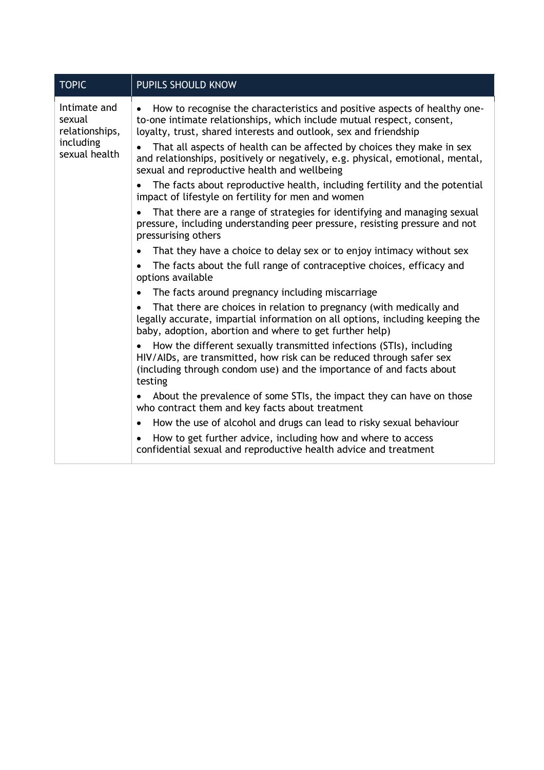| TOPIC | PUPILS SHOULD KNOW |
|---|---|
| Intimate and sexual relationships, including sexual health | • How to recognise the characteristics and positive aspects of healthy one-to-one intimate relationships, which include mutual respect, consent, loyalty, trust, shared interests and outlook, sex and friendship<br>• That all aspects of health can be affected by choices they make in sex and relationships, positively or negatively, e.g. physical, emotional, mental, sexual and reproductive health and wellbeing<br>• The facts about reproductive health, including fertility and the potential impact of lifestyle on fertility for men and women<br>• That there are a range of strategies for identifying and managing sexual pressure, including understanding peer pressure, resisting pressure and not pressurising others<br>• That they have a choice to delay sex or to enjoy intimacy without sex<br>• The facts about the full range of contraceptive choices, efficacy and options available<br>• The facts around pregnancy including miscarriage<br>• That there are choices in relation to pregnancy (with medically and legally accurate, impartial information on all options, including keeping the baby, adoption, abortion and where to get further help)<br>• How the different sexually transmitted infections (STIs), including HIV/AIDs, are transmitted, how risk can be reduced through safer sex (including through condom use) and the importance of and facts about testing<br>• About the prevalence of some STIs, the impact they can have on those who contract them and key facts about treatment<br>• How the use of alcohol and drugs can lead to risky sexual behaviour<br>• How to get further advice, including how and where to access confidential sexual and reproductive health advice and treatment |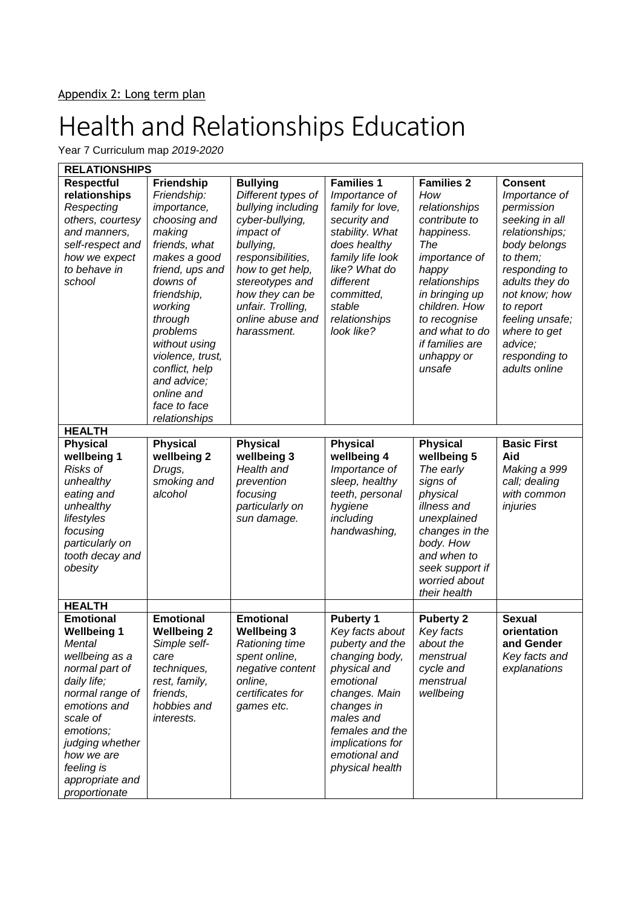Appendix 2: Long term plan

# Health and Relationships Education

Year 7 Curriculum map *2019-2020*

| RELATIONSHIPS | | | | | |
|---|---|---|---|---|---|
| **Respectful relationships** *Respecting others, courtesy and manners, self-respect and how we expect to behave in school* | **Friendship** *Friendship: importance, choosing and making friends, what makes a good friend, ups and downs of friendship, working through problems without using violence, trust, conflict, help and advice; online and face to face relationships* | **Bullying** *Different types of bullying including cyber-bullying, impact of bullying, responsibilities, how to get help, stereotypes and how they can be unfair. Trolling, online abuse and harassment.* | **Families 1** *Importance of family for love, security and stability. What does healthy family life look like? What do different committed, stable relationships look like?* | **Families 2** *How relationships contribute to happiness. The importance of happy relationships in bringing up children. How to recognise and what to do if families are unhappy or unsafe* | **Consent** *Importance of permission seeking in all relationships; body belongs to them; responding to adults they do not know; how to report feeling unsafe; where to get advice; responding to adults online* |
| **HEALTH** | | | | | |
| **Physical wellbeing 1** *Risks of unhealthy eating and unhealthy lifestyles focusing particularly on tooth decay and obesity* | **Physical wellbeing 2** *Drugs, smoking and alcohol* | **Physical wellbeing 3** *Health and prevention focusing particularly on sun damage.* | **Physical wellbeing 4** *Importance of sleep, healthy teeth, personal hygiene including handwashing,* | **Physical wellbeing 5** *The early signs of physical illness and unexplained changes in the body. How and when to seek support if worried about their health* | **Basic First Aid** *Making a 999 call; dealing with common injuries* |
| **HEALTH** | | | | | |
| **Emotional Wellbeing 1** *Mental wellbeing as a normal part of daily life; normal range of emotions and scale of emotions; judging whether how we are feeling is appropriate and proportionate* | **Emotional Wellbeing 2** *Simple self-care techniques, rest, family, friends, hobbies and interests.* | **Emotional Wellbeing 3** *Rationing time spent online, negative content online, certificates for games etc.* | **Puberty 1** *Key facts about puberty and the changing body, physical and emotional changes. Main changes in males and females and the implications for emotional and physical health* | **Puberty 2** *Key facts about the menstrual cycle and menstrual wellbeing* | **Sexual orientation and Gender** *Key facts and explanations* |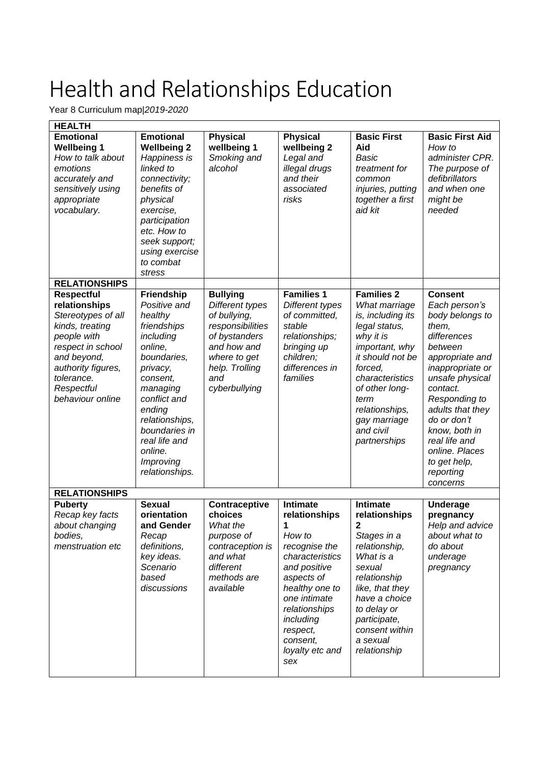# Health and Relationships Education

Year 8 Curriculum map|*2019-2020*

| **HEALTH** | | | | | |
|---|---|---|---|---|---|
| **Emotional Wellbeing 1** *How to talk about emotions accurately and sensitively using appropriate vocabulary.* | **Emotional Wellbeing 2** *Happiness is linked to connectivity; benefits of physical exercise, participation etc. How to seek support; using exercise to combat stress* | **Physical wellbeing 1** *Smoking and alcohol* | **Physical wellbeing 2** *Legal and illegal drugs and their associated risks* | **Basic First Aid** *Basic treatment for common injuries, putting together a first aid kit* | **Basic First Aid** *How to administer CPR. The purpose of defibrillators and when one might be needed* |
| **RELATIONSHIPS** | | | | | |
| **Respectful relationships** *Stereotypes of all kinds, treating people with respect in school and beyond, authority figures, tolerance. Respectful behaviour online* | **Friendship** *Positive and healthy friendships including online, boundaries, privacy, consent, managing conflict and ending relationships, boundaries in real life and online. Improving relationships.* | **Bullying** *Different types of bullying, responsibilities of bystanders and how and where to get help. Trolling and cyberbullying* | **Families 1** *Different types of committed, stable relationships; bringing up children; differences in families* | **Families 2** *What marriage is, including its legal status, why it is important, why it should not be forced, characteristics of other long-term relationships, gay marriage and civil partnerships* | **Consent** *Each person's body belongs to them, differences between appropriate and inappropriate or unsafe physical contact. Responding to adults that they do or don't know, both in real life and online. Places to get help, reporting concerns* |
| **RELATIONSHIPS** | | | | | |
| **Puberty** *Recap key facts about changing bodies, menstruation etc* | **Sexual orientation and Gender** *Recap definitions, key ideas. Scenario based discussions* | **Contraceptive choices** *What the purpose of contraception is and what different methods are available* | **Intimate relationships 1** *How to recognise the characteristics and positive aspects of healthy one to one intimate relationships including respect, consent, loyalty etc and sex* | **Intimate relationships 2** *Stages in a relationship, What is a sexual relationship like, that they have a choice to delay or participate, consent within a sexual relationship* | **Underage pregnancy** *Help and advice about what to do about underage pregnancy* |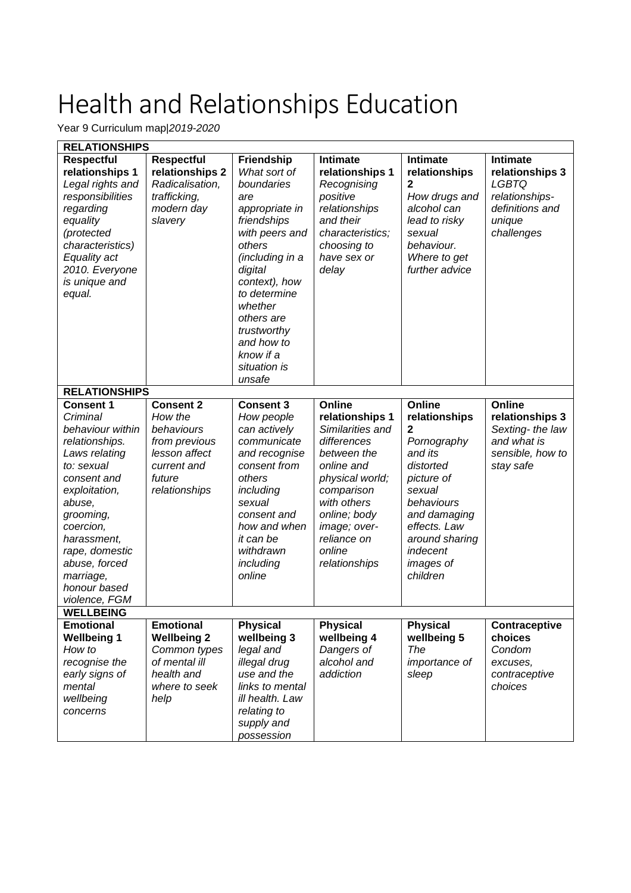# Health and Relationships Education

Year 9 Curriculum map|*2019-2020*

| RELATIONSHIPS | | | | | |
|---|---|---|---|---|---|
| **Respectful relationships 1** *Legal rights and responsibilities regarding equality (protected characteristics) Equality act 2010. Everyone is unique and equal.* | **Respectful relationships 2** *Radicalisation, trafficking, modern day slavery* | **Friendship** *What sort of boundaries are appropriate in friendships with peers and others (including in a digital context), how to determine whether others are trustworthy and how to know if a situation is unsafe* | **Intimate relationships 1** *Recognising positive relationships and their characteristics; choosing to have sex or delay* | **Intimate relationships 2** *How drugs and alcohol can lead to risky sexual behaviour. Where to get further advice* | **Intimate relationships 3** *LGBTQ relationships- definitions and unique challenges* |
| **RELATIONSHIPS** | | | | | |
| **Consent 1** *Criminal behaviour within relationships. Laws relating to: sexual consent and exploitation, abuse, grooming, coercion, harassment, rape, domestic abuse, forced marriage, honour based violence, FGM* | **Consent 2** *How the behaviours from previous lesson affect current and future relationships* | **Consent 3** *How people can actively communicate and recognise consent from others including sexual consent and how and when it can be withdrawn including online* | **Online relationships 1** *Similarities and differences between the online and physical world; comparison with others online; body image; over-reliance on online relationships* | **Online relationships 2** *Pornography and its distorted picture of sexual behaviours and damaging effects. Law around sharing indecent images of children* | **Online relationships 3** *Sexting- the law and what is sensible, how to stay safe* |
| **WELLBEING** | | | | | |
| **Emotional Wellbeing 1** *How to recognise the early signs of mental wellbeing concerns* | **Emotional Wellbeing 2** *Common types of mental ill health and where to seek help* | **Physical wellbeing 3** *legal and illegal drug use and the links to mental ill health. Law relating to supply and possession* | **Physical wellbeing 4** *Dangers of alcohol and addiction* | **Physical wellbeing 5** *The importance of sleep* | **Contraceptive choices** *Condom excuses, contraceptive choices* |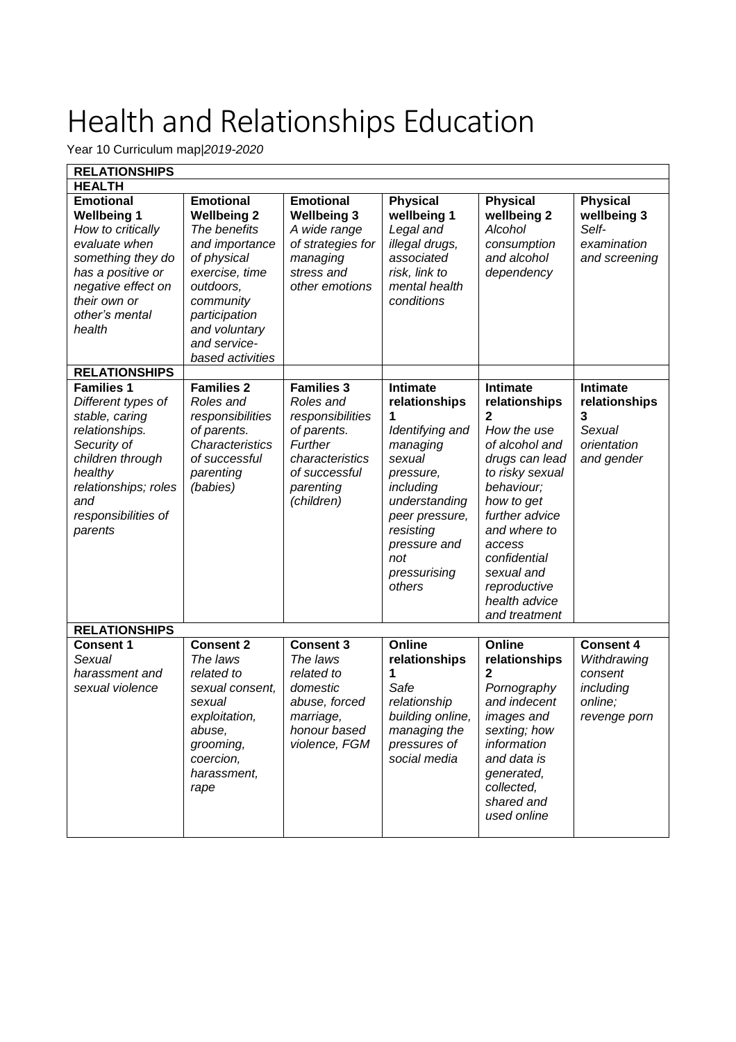# Health and Relationships Education

Year 10 Curriculum map|*2019-2020*

| **RELATIONSHIPS** | | | | | |
|---|---|---|---|---|---|
| **HEALTH** | | | | | |
| **Emotional Wellbeing 1** *How to critically evaluate when something they do has a positive or negative effect on their own or other's mental health* | **Emotional Wellbeing 2** *The benefits and importance of physical exercise, time outdoors, community participation and voluntary and service-based activities* | **Emotional Wellbeing 3** *A wide range of strategies for managing stress and other emotions* | **Physical wellbeing 1** *Legal and illegal drugs, associated risk, link to mental health conditions* | **Physical wellbeing 2** *Alcohol consumption and alcohol dependency* | **Physical wellbeing 3** *Self-examination and screening* |
| **RELATIONSHIPS** | | | | | |
| **Families 1** *Different types of stable, caring relationships. Security of children through healthy relationships; roles and responsibilities of parents* | **Families 2** *Roles and responsibilities of parents. Characteristics of successful parenting (babies)* | **Families 3** *Roles and responsibilities of parents. Further characteristics of successful parenting (children)* | **Intimate relationships 1** *Identifying and managing sexual pressure, including understanding peer pressure, resisting pressure and not pressurising others* | **Intimate relationships 2** *How the use of alcohol and drugs can lead to risky sexual behaviour; how to get further advice and where to access confidential sexual and reproductive health advice and treatment* | **Intimate relationships 3** *Sexual orientation and gender* |
| **RELATIONSHIPS** | | | | | |
| **Consent 1** *Sexual harassment and sexual violence* | **Consent 2** *The laws related to sexual consent, sexual exploitation, abuse, grooming, coercion, harassment, rape* | **Consent 3** *The laws related to domestic abuse, forced marriage, honour based violence, FGM* | **Online relationships 1** *Safe relationship building online, managing the pressures of social media* | **Online relationships 2** *Pornography and indecent images and sexting; how information and data is generated, collected, shared and used online* | **Consent 4** *Withdrawing consent including online; revenge porn* |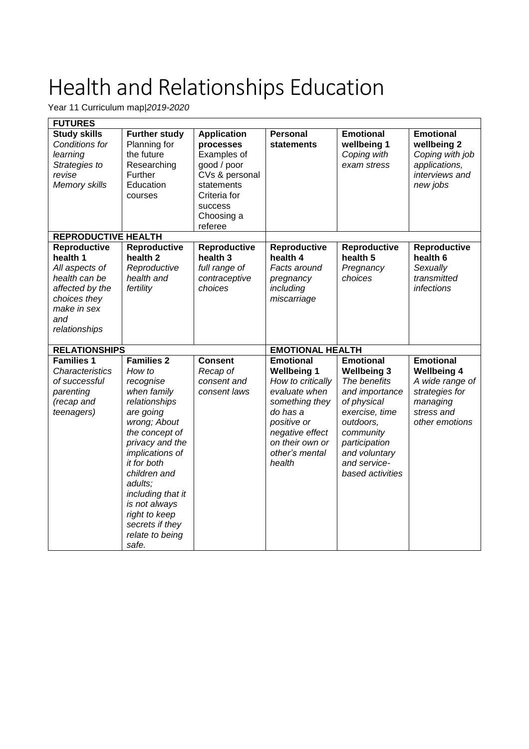# Health and Relationships Education

Year 11 Curriculum map|*2019-2020*

| | | | | | |
|---|---|---|---|---|---|
| **FUTURES** | | | | | |
| **Study skills** *Conditions for learning* *Strategies to revise* *Memory skills* | **Further study** Planning for the future Researching Further Education courses | **Application processes** Examples of good / poor CVs & personal statements Criteria for success Choosing a referee | **Personal statements** | **Emotional wellbeing 1** *Coping with exam stress* | **Emotional wellbeing 2** *Coping with job applications, interviews and new jobs* |
| **REPRODUCTIVE HEALTH** | | | | | |
| **Reproductive health 1** *All aspects of health can be affected by the choices they make in sex and relationships* | **Reproductive health 2** *Reproductive health and fertility* | **Reproductive health 3** *full range of contraceptive choices* | **Reproductive health 4** *Facts around pregnancy including miscarriage* | **Reproductive health 5** *Pregnancy choices* | **Reproductive health 6** *Sexually transmitted infections* |
| **RELATIONSHIPS** | | | **EMOTIONAL HEALTH** | | |
| **Families 1** *Characteristics of successful parenting (recap and teenagers)* | **Families 2** *How to recognise when family relationships are going wrong; About the concept of privacy and the implications of it for both children and adults; including that it is not always right to keep secrets if they relate to being safe.* | **Consent** *Recap of consent and consent laws* | **Emotional Wellbeing 1** *How to critically evaluate when something they do has a positive or negative effect on their own or other's mental health* | **Emotional Wellbeing 3** *The benefits and importance of physical exercise, time outdoors, community participation and voluntary and service-based activities* | **Emotional Wellbeing 4** *A wide range of strategies for managing stress and other emotions* |